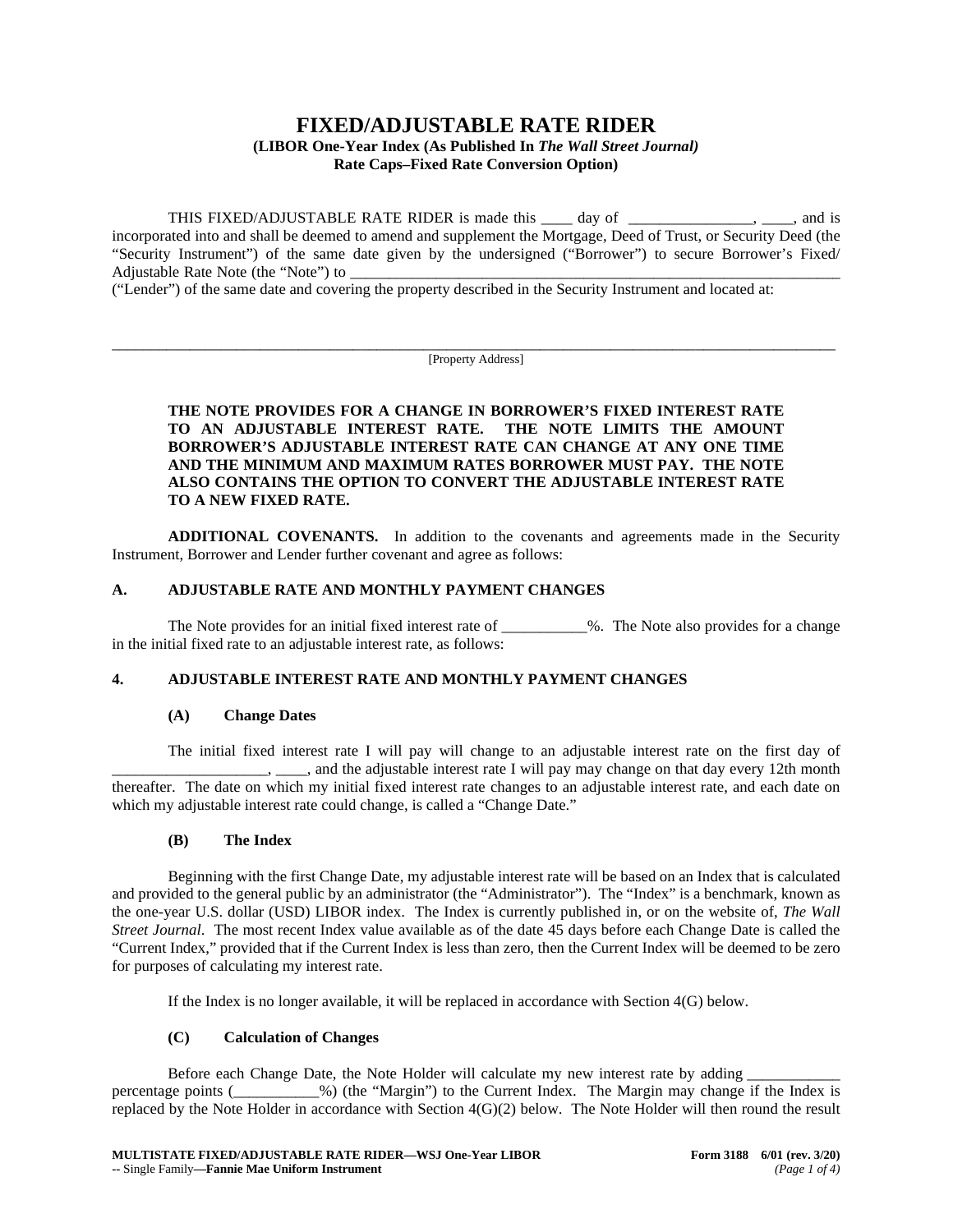# FIXED/ADJUSTABLE RATE RIDER

**(LIBOR One-Year Index (As Published In *The Wall Street Journal*)**
**Rate Caps–Fixed Rate Conversion Option)**

THIS FIXED/ADJUSTABLE RATE RIDER is made this ____ day of ________________, ____, and is incorporated into and shall be deemed to amend and supplement the Mortgage, Deed of Trust, or Security Deed (the "Security Instrument") of the same date given by the undersigned ("Borrower") to secure Borrower's Fixed/Adjustable Rate Note (the "Note") to _______________________________________________________________ ("Lender") of the same date and covering the property described in the Security Instrument and located at:

_____________________________________________________________________________________________
[Property Address]

**THE NOTE PROVIDES FOR A CHANGE IN BORROWER'S FIXED INTEREST RATE TO AN ADJUSTABLE INTEREST RATE. THE NOTE LIMITS THE AMOUNT BORROWER'S ADJUSTABLE INTEREST RATE CAN CHANGE AT ANY ONE TIME AND THE MINIMUM AND MAXIMUM RATES BORROWER MUST PAY. THE NOTE ALSO CONTAINS THE OPTION TO CONVERT THE ADJUSTABLE INTEREST RATE TO A NEW FIXED RATE.**

**ADDITIONAL COVENANTS.** In addition to the covenants and agreements made in the Security Instrument, Borrower and Lender further covenant and agree as follows:

## A. ADJUSTABLE RATE AND MONTHLY PAYMENT CHANGES

The Note provides for an initial fixed interest rate of ___________%. The Note also provides for a change in the initial fixed rate to an adjustable interest rate, as follows:

## 4. ADJUSTABLE INTEREST RATE AND MONTHLY PAYMENT CHANGES

### (A) Change Dates

The initial fixed interest rate I will pay will change to an adjustable interest rate on the first day of ____________________, ____, and the adjustable interest rate I will pay may change on that day every 12th month thereafter. The date on which my initial fixed interest rate changes to an adjustable interest rate, and each date on which my adjustable interest rate could change, is called a "Change Date."

### (B) The Index

Beginning with the first Change Date, my adjustable interest rate will be based on an Index that is calculated and provided to the general public by an administrator (the "Administrator"). The "Index" is a benchmark, known as the one-year U.S. dollar (USD) LIBOR index. The Index is currently published in, or on the website of, *The Wall Street Journal*. The most recent Index value available as of the date 45 days before each Change Date is called the "Current Index," provided that if the Current Index is less than zero, then the Current Index will be deemed to be zero for purposes of calculating my interest rate.

If the Index is no longer available, it will be replaced in accordance with Section 4(G) below.

### (C) Calculation of Changes

Before each Change Date, the Note Holder will calculate my new interest rate by adding ____________ percentage points (___________%) (the "Margin") to the Current Index. The Margin may change if the Index is replaced by the Note Holder in accordance with Section 4(G)(2) below. The Note Holder will then round the result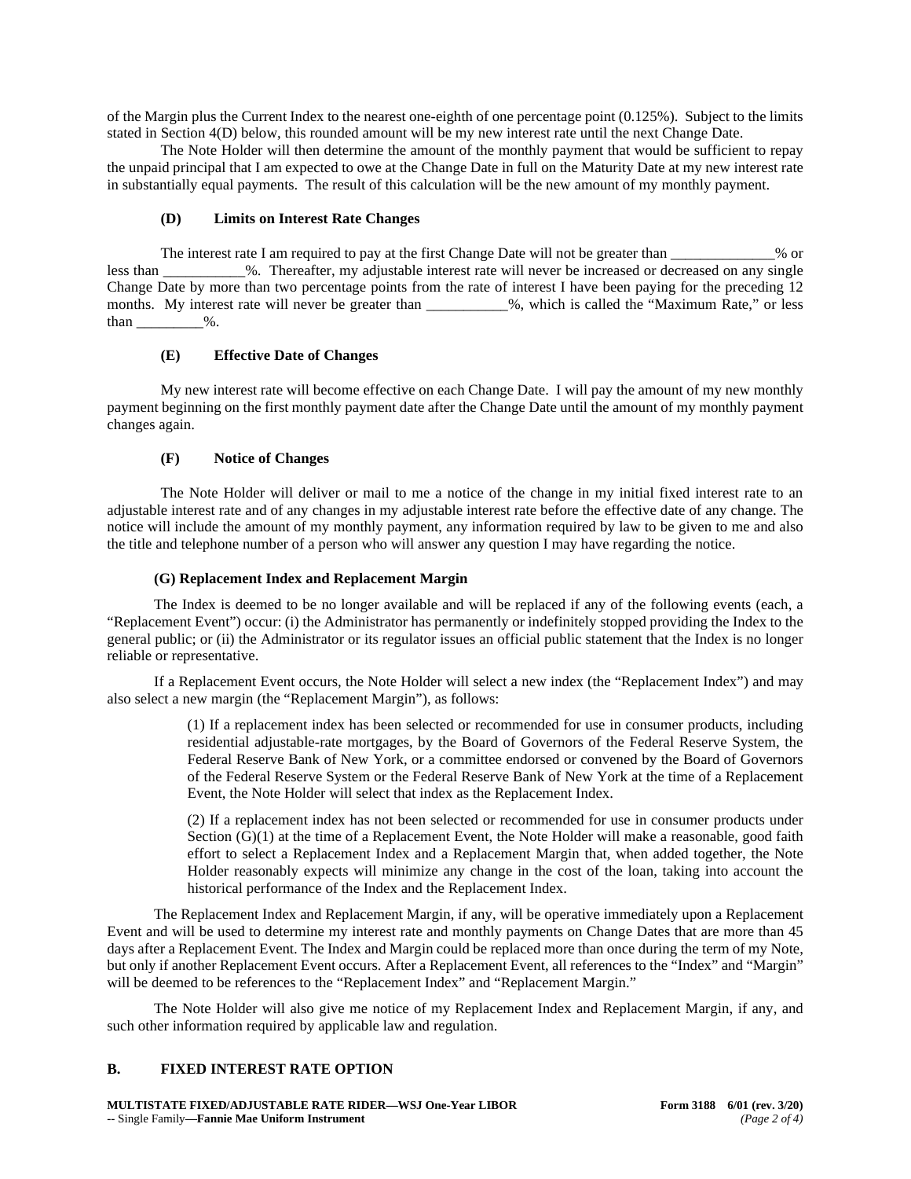of the Margin plus the Current Index to the nearest one-eighth of one percentage point (0.125%). Subject to the limits stated in Section 4(D) below, this rounded amount will be my new interest rate until the next Change Date.

The Note Holder will then determine the amount of the monthly payment that would be sufficient to repay the unpaid principal that I am expected to owe at the Change Date in full on the Maturity Date at my new interest rate in substantially equal payments. The result of this calculation will be the new amount of my monthly payment.

**(D) Limits on Interest Rate Changes**

The interest rate I am required to pay at the first Change Date will not be greater than ______________% or less than ___________%. Thereafter, my adjustable interest rate will never be increased or decreased on any single Change Date by more than two percentage points from the rate of interest I have been paying for the preceding 12 months. My interest rate will never be greater than ___________%, which is called the "Maximum Rate," or less than _________%.

**(E) Effective Date of Changes**

My new interest rate will become effective on each Change Date. I will pay the amount of my new monthly payment beginning on the first monthly payment date after the Change Date until the amount of my monthly payment changes again.

**(F) Notice of Changes**

The Note Holder will deliver or mail to me a notice of the change in my initial fixed interest rate to an adjustable interest rate and of any changes in my adjustable interest rate before the effective date of any change. The notice will include the amount of my monthly payment, any information required by law to be given to me and also the title and telephone number of a person who will answer any question I may have regarding the notice.

**(G) Replacement Index and Replacement Margin**

The Index is deemed to be no longer available and will be replaced if any of the following events (each, a "Replacement Event") occur: (i) the Administrator has permanently or indefinitely stopped providing the Index to the general public; or (ii) the Administrator or its regulator issues an official public statement that the Index is no longer reliable or representative.

If a Replacement Event occurs, the Note Holder will select a new index (the "Replacement Index") and may also select a new margin (the "Replacement Margin"), as follows:

> (1) If a replacement index has been selected or recommended for use in consumer products, including residential adjustable-rate mortgages, by the Board of Governors of the Federal Reserve System, the Federal Reserve Bank of New York, or a committee endorsed or convened by the Board of Governors of the Federal Reserve System or the Federal Reserve Bank of New York at the time of a Replacement Event, the Note Holder will select that index as the Replacement Index.
>
> (2) If a replacement index has not been selected or recommended for use in consumer products under Section (G)(1) at the time of a Replacement Event, the Note Holder will make a reasonable, good faith effort to select a Replacement Index and a Replacement Margin that, when added together, the Note Holder reasonably expects will minimize any change in the cost of the loan, taking into account the historical performance of the Index and the Replacement Index.

The Replacement Index and Replacement Margin, if any, will be operative immediately upon a Replacement Event and will be used to determine my interest rate and monthly payments on Change Dates that are more than 45 days after a Replacement Event. The Index and Margin could be replaced more than once during the term of my Note, but only if another Replacement Event occurs. After a Replacement Event, all references to the "Index" and "Margin" will be deemed to be references to the "Replacement Index" and "Replacement Margin."

The Note Holder will also give me notice of my Replacement Index and Replacement Margin, if any, and such other information required by applicable law and regulation.

**B. FIXED INTEREST RATE OPTION**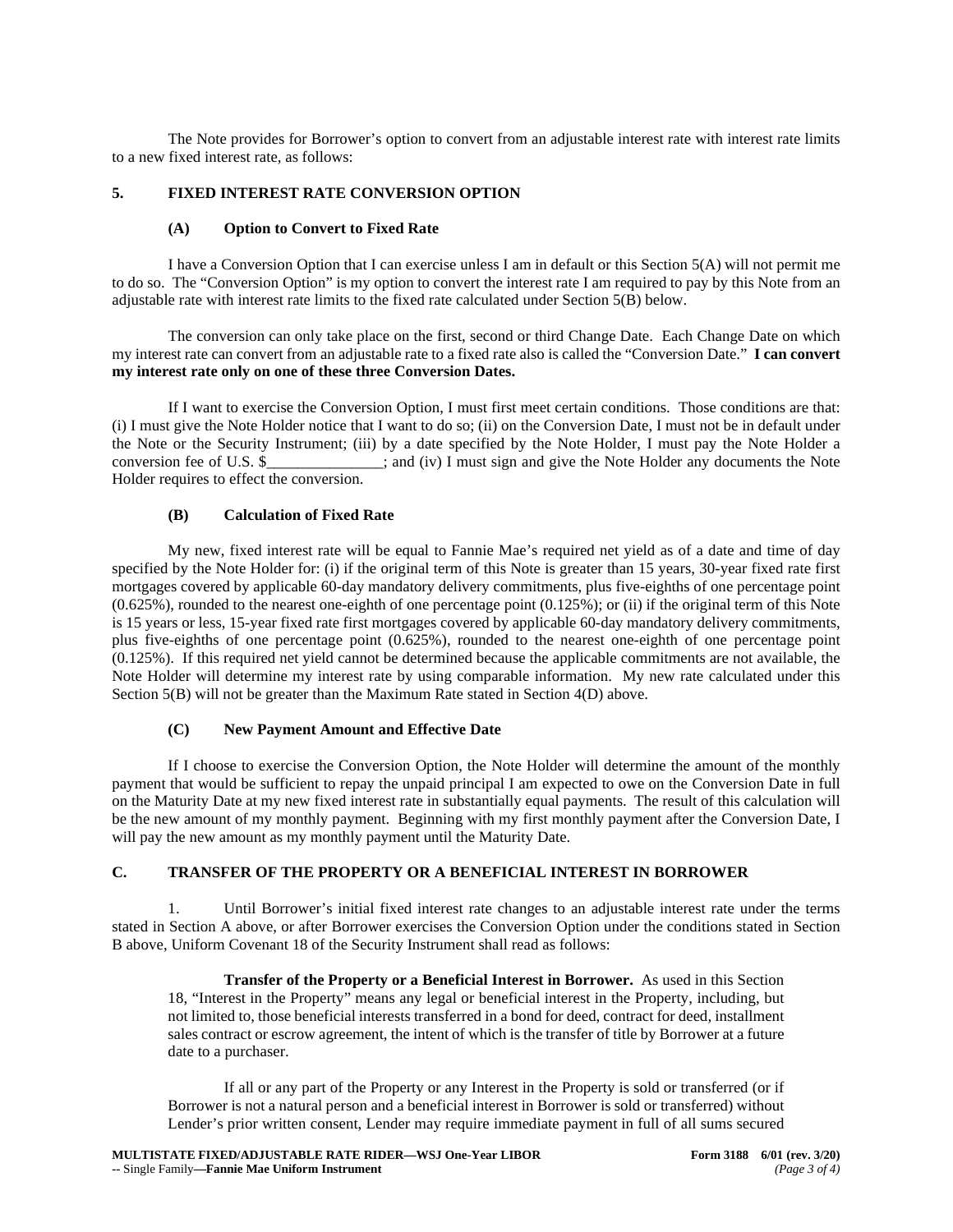The Note provides for Borrower's option to convert from an adjustable interest rate with interest rate limits to a new fixed interest rate, as follows:

**5. FIXED INTEREST RATE CONVERSION OPTION**

**(A) Option to Convert to Fixed Rate**

I have a Conversion Option that I can exercise unless I am in default or this Section 5(A) will not permit me to do so. The "Conversion Option" is my option to convert the interest rate I am required to pay by this Note from an adjustable rate with interest rate limits to the fixed rate calculated under Section 5(B) below.

The conversion can only take place on the first, second or third Change Date. Each Change Date on which my interest rate can convert from an adjustable rate to a fixed rate also is called the "Conversion Date." **I can convert my interest rate only on one of these three Conversion Dates.**

If I want to exercise the Conversion Option, I must first meet certain conditions. Those conditions are that: (i) I must give the Note Holder notice that I want to do so; (ii) on the Conversion Date, I must not be in default under the Note or the Security Instrument; (iii) by a date specified by the Note Holder, I must pay the Note Holder a conversion fee of U.S. $_______________; and (iv) I must sign and give the Note Holder any documents the Note Holder requires to effect the conversion.

**(B) Calculation of Fixed Rate**

My new, fixed interest rate will be equal to Fannie Mae's required net yield as of a date and time of day specified by the Note Holder for: (i) if the original term of this Note is greater than 15 years, 30-year fixed rate first mortgages covered by applicable 60-day mandatory delivery commitments, plus five-eighths of one percentage point (0.625%), rounded to the nearest one-eighth of one percentage point (0.125%); or (ii) if the original term of this Note is 15 years or less, 15-year fixed rate first mortgages covered by applicable 60-day mandatory delivery commitments, plus five-eighths of one percentage point (0.625%), rounded to the nearest one-eighth of one percentage point (0.125%). If this required net yield cannot be determined because the applicable commitments are not available, the Note Holder will determine my interest rate by using comparable information. My new rate calculated under this Section 5(B) will not be greater than the Maximum Rate stated in Section 4(D) above.

**(C) New Payment Amount and Effective Date**

If I choose to exercise the Conversion Option, the Note Holder will determine the amount of the monthly payment that would be sufficient to repay the unpaid principal I am expected to owe on the Conversion Date in full on the Maturity Date at my new fixed interest rate in substantially equal payments. The result of this calculation will be the new amount of my monthly payment. Beginning with my first monthly payment after the Conversion Date, I will pay the new amount as my monthly payment until the Maturity Date.

**C. TRANSFER OF THE PROPERTY OR A BENEFICIAL INTEREST IN BORROWER**

1. Until Borrower's initial fixed interest rate changes to an adjustable interest rate under the terms stated in Section A above, or after Borrower exercises the Conversion Option under the conditions stated in Section B above, Uniform Covenant 18 of the Security Instrument shall read as follows:

> **Transfer of the Property or a Beneficial Interest in Borrower.** As used in this Section 18, "Interest in the Property" means any legal or beneficial interest in the Property, including, but not limited to, those beneficial interests transferred in a bond for deed, contract for deed, installment sales contract or escrow agreement, the intent of which is the transfer of title by Borrower at a future date to a purchaser.
>
> If all or any part of the Property or any Interest in the Property is sold or transferred (or if Borrower is not a natural person and a beneficial interest in Borrower is sold or transferred) without Lender's prior written consent, Lender may require immediate payment in full of all sums secured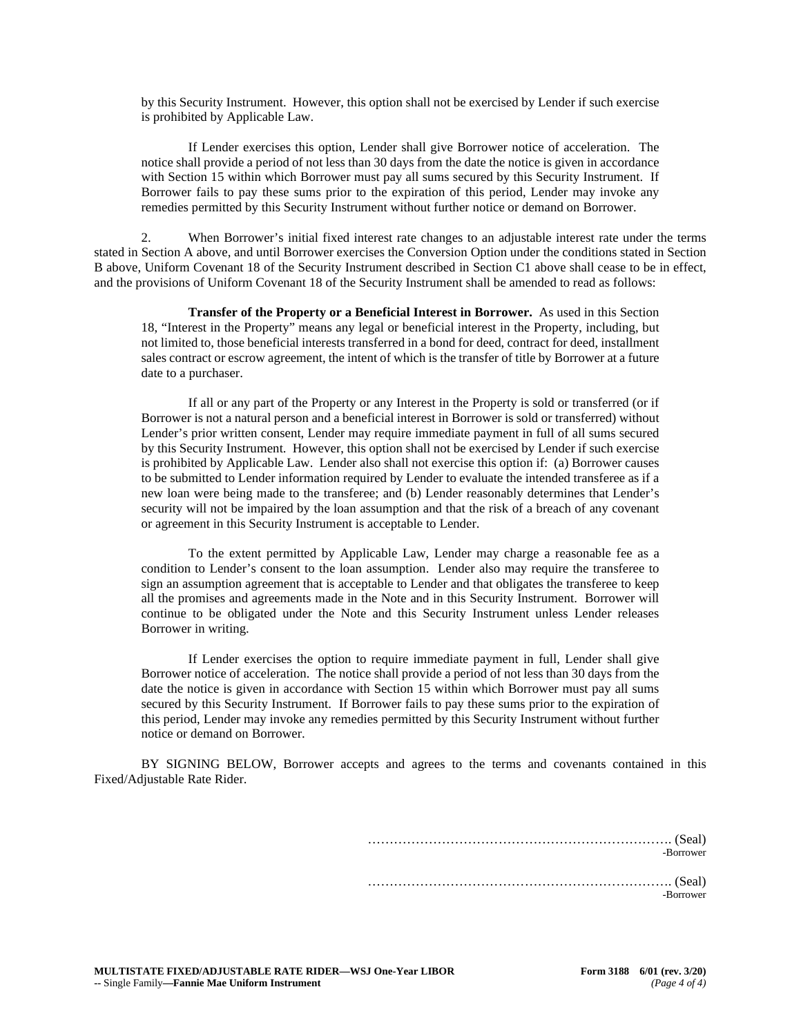by this Security Instrument. However, this option shall not be exercised by Lender if such exercise is prohibited by Applicable Law.

If Lender exercises this option, Lender shall give Borrower notice of acceleration. The notice shall provide a period of not less than 30 days from the date the notice is given in accordance with Section 15 within which Borrower must pay all sums secured by this Security Instrument. If Borrower fails to pay these sums prior to the expiration of this period, Lender may invoke any remedies permitted by this Security Instrument without further notice or demand on Borrower.

2. When Borrower's initial fixed interest rate changes to an adjustable interest rate under the terms stated in Section A above, and until Borrower exercises the Conversion Option under the conditions stated in Section B above, Uniform Covenant 18 of the Security Instrument described in Section C1 above shall cease to be in effect, and the provisions of Uniform Covenant 18 of the Security Instrument shall be amended to read as follows:

**Transfer of the Property or a Beneficial Interest in Borrower.** As used in this Section 18, "Interest in the Property" means any legal or beneficial interest in the Property, including, but not limited to, those beneficial interests transferred in a bond for deed, contract for deed, installment sales contract or escrow agreement, the intent of which is the transfer of title by Borrower at a future date to a purchaser.

If all or any part of the Property or any Interest in the Property is sold or transferred (or if Borrower is not a natural person and a beneficial interest in Borrower is sold or transferred) without Lender's prior written consent, Lender may require immediate payment in full of all sums secured by this Security Instrument. However, this option shall not be exercised by Lender if such exercise is prohibited by Applicable Law. Lender also shall not exercise this option if: (a) Borrower causes to be submitted to Lender information required by Lender to evaluate the intended transferee as if a new loan were being made to the transferee; and (b) Lender reasonably determines that Lender's security will not be impaired by the loan assumption and that the risk of a breach of any covenant or agreement in this Security Instrument is acceptable to Lender.

To the extent permitted by Applicable Law, Lender may charge a reasonable fee as a condition to Lender's consent to the loan assumption. Lender also may require the transferee to sign an assumption agreement that is acceptable to Lender and that obligates the transferee to keep all the promises and agreements made in the Note and in this Security Instrument. Borrower will continue to be obligated under the Note and this Security Instrument unless Lender releases Borrower in writing.

If Lender exercises the option to require immediate payment in full, Lender shall give Borrower notice of acceleration. The notice shall provide a period of not less than 30 days from the date the notice is given in accordance with Section 15 within which Borrower must pay all sums secured by this Security Instrument. If Borrower fails to pay these sums prior to the expiration of this period, Lender may invoke any remedies permitted by this Security Instrument without further notice or demand on Borrower.

BY SIGNING BELOW, Borrower accepts and agrees to the terms and covenants contained in this Fixed/Adjustable Rate Rider.

……………………………………………………………. (Seal)
-Borrower

……………………………………………………………. (Seal)
-Borrower

**MULTISTATE FIXED/ADJUSTABLE RATE RIDER—WSJ One-Year LIBOR** -- Single Family**—Fannie Mae Uniform Instrument** **Form 3188 6/01 (rev. 3/20)**